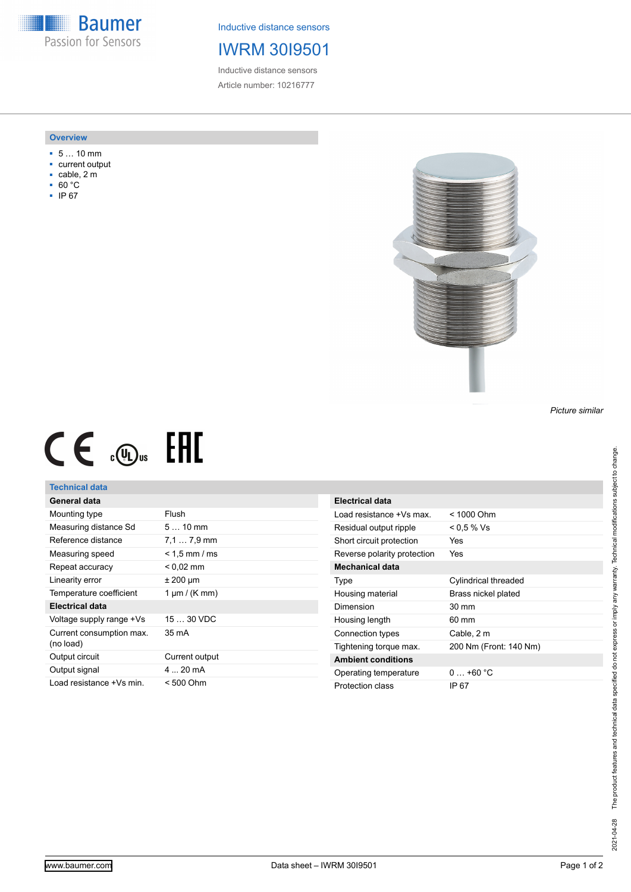Baumer
Passion for Sensors

Inductive distance sensors

# IWRM 30I9501

Inductive distance sensors

Article number: 10216777

## Overview

- 5 … 10 mm
- current output
- cable, 2 m
- 60 °C
- IP 67

*Picture similar*

## Technical data

| General data | |
|---|---|
| Mounting type | Flush |
| Measuring distance Sd | 5 … 10 mm |
| Reference distance | 7,1 … 7,9 mm |
| Measuring speed | < 1,5 mm / ms |
| Repeat accuracy | < 0,02 mm |
| Linearity error | ± 200 µm |
| Temperature coefficient | 1 µm / (K mm) |
| **Electrical data** | |
| Voltage supply range +Vs | 15 … 30 VDC |
| Current consumption max. (no load) | 35 mA |
| Output circuit | Current output |
| Output signal | 4 ... 20 mA |
| Load resistance +Vs min. | < 500 Ohm |

| Electrical data | |
|---|---|
| Load resistance +Vs max. | < 1000 Ohm |
| Residual output ripple | < 0,5 % Vs |
| Short circuit protection | Yes |
| Reverse polarity protection | Yes |
| **Mechanical data** | |
| Type | Cylindrical threaded |
| Housing material | Brass nickel plated |
| Dimension | 30 mm |
| Housing length | 60 mm |
| Connection types | Cable, 2 m |
| Tightening torque max. | 200 Nm (Front: 140 Nm) |
| **Ambient conditions** | |
| Operating temperature | 0 … +60 °C |
| Protection class | IP 67 |

2021-04-28 The product features and technical data specified do not express or imply any warranty. Technical modifications subject to change.

www.baumer.com Data sheet – IWRM 30I9501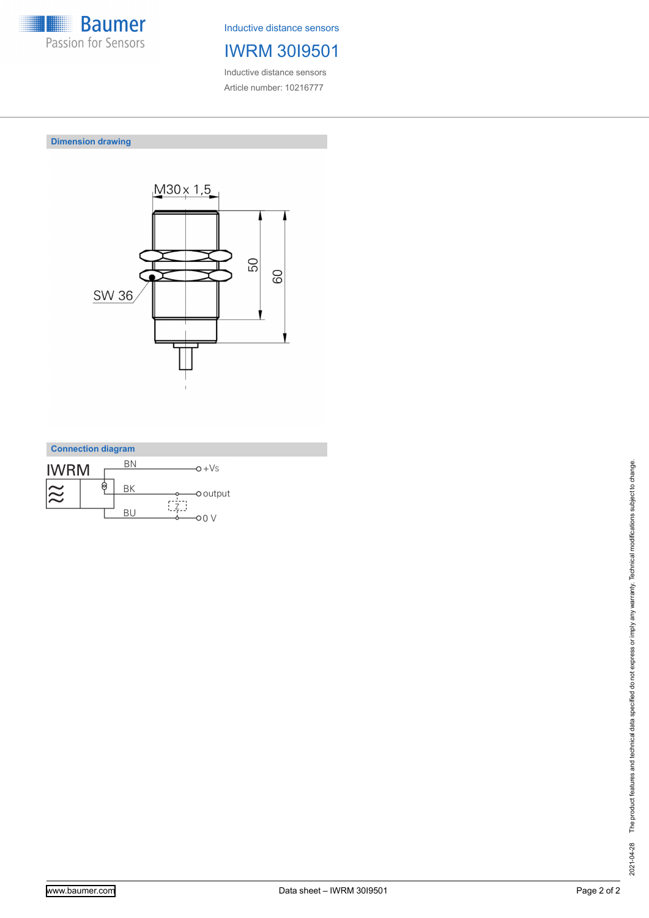Inductive distance sensors

# IWRM 30I9501

Inductive distance sensors

Article number: 10216777

## Dimension drawing

M30 x 1,5

SW 36

50

60

## Connection diagram

IWRM

BN

+Vs

BK

output

Z

BU

0 V

The product features and technical data specified do not express or imply any warranty. Technical modifications subject to change.

2021-04-28

www.baumer.com

Data sheet – IWRM 30I9501